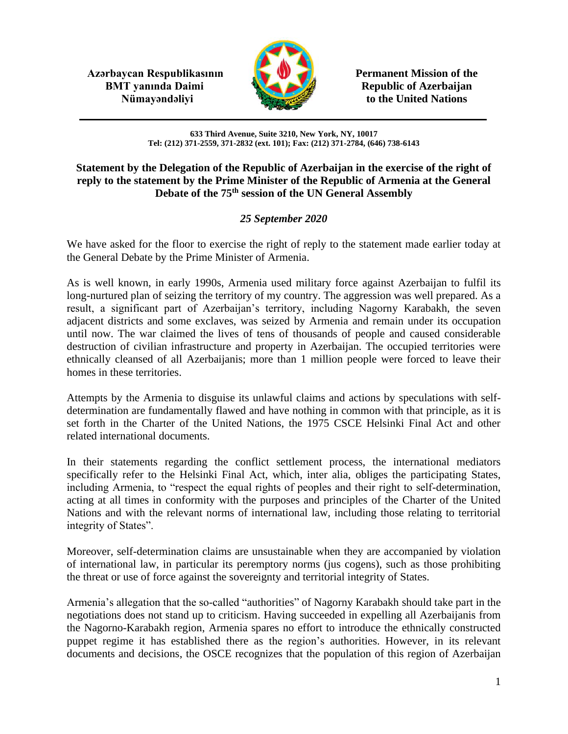**Azərbaycan Respublikasının BMT yanında Daimi Nümayəndəliyi**

**Permanent Mission of the Republic of Azerbaijan to the United Nations**

**633 Third Avenue, Suite 3210, New York, NY, 10017**
**Tel: (212) 371-2559, 371-2832 (ext. 101); Fax: (212) 371-2784, (646) 738-6143**

**Statement by the Delegation of the Republic of Azerbaijan in the exercise of the right of reply to the statement by the Prime Minister of the Republic of Armenia at the General Debate of the 75th session of the UN General Assembly**

*25 September 2020*

We have asked for the floor to exercise the right of reply to the statement made earlier today at the General Debate by the Prime Minister of Armenia.

As is well known, in early 1990s, Armenia used military force against Azerbaijan to fulfil its long-nurtured plan of seizing the territory of my country. The aggression was well prepared. As a result, a significant part of Azerbaijan's territory, including Nagorny Karabakh, the seven adjacent districts and some exclaves, was seized by Armenia and remain under its occupation until now. The war claimed the lives of tens of thousands of people and caused considerable destruction of civilian infrastructure and property in Azerbaijan. The occupied territories were ethnically cleansed of all Azerbaijanis; more than 1 million people were forced to leave their homes in these territories.

Attempts by the Armenia to disguise its unlawful claims and actions by speculations with self-determination are fundamentally flawed and have nothing in common with that principle, as it is set forth in the Charter of the United Nations, the 1975 CSCE Helsinki Final Act and other related international documents.

In their statements regarding the conflict settlement process, the international mediators specifically refer to the Helsinki Final Act, which, inter alia, obliges the participating States, including Armenia, to "respect the equal rights of peoples and their right to self-determination, acting at all times in conformity with the purposes and principles of the Charter of the United Nations and with the relevant norms of international law, including those relating to territorial integrity of States".

Moreover, self-determination claims are unsustainable when they are accompanied by violation of international law, in particular its peremptory norms (jus cogens), such as those prohibiting the threat or use of force against the sovereignty and territorial integrity of States.

Armenia's allegation that the so-called "authorities" of Nagorny Karabakh should take part in the negotiations does not stand up to criticism. Having succeeded in expelling all Azerbaijanis from the Nagorno-Karabakh region, Armenia spares no effort to introduce the ethnically constructed puppet regime it has established there as the region's authorities. However, in its relevant documents and decisions, the OSCE recognizes that the population of this region of Azerbaijan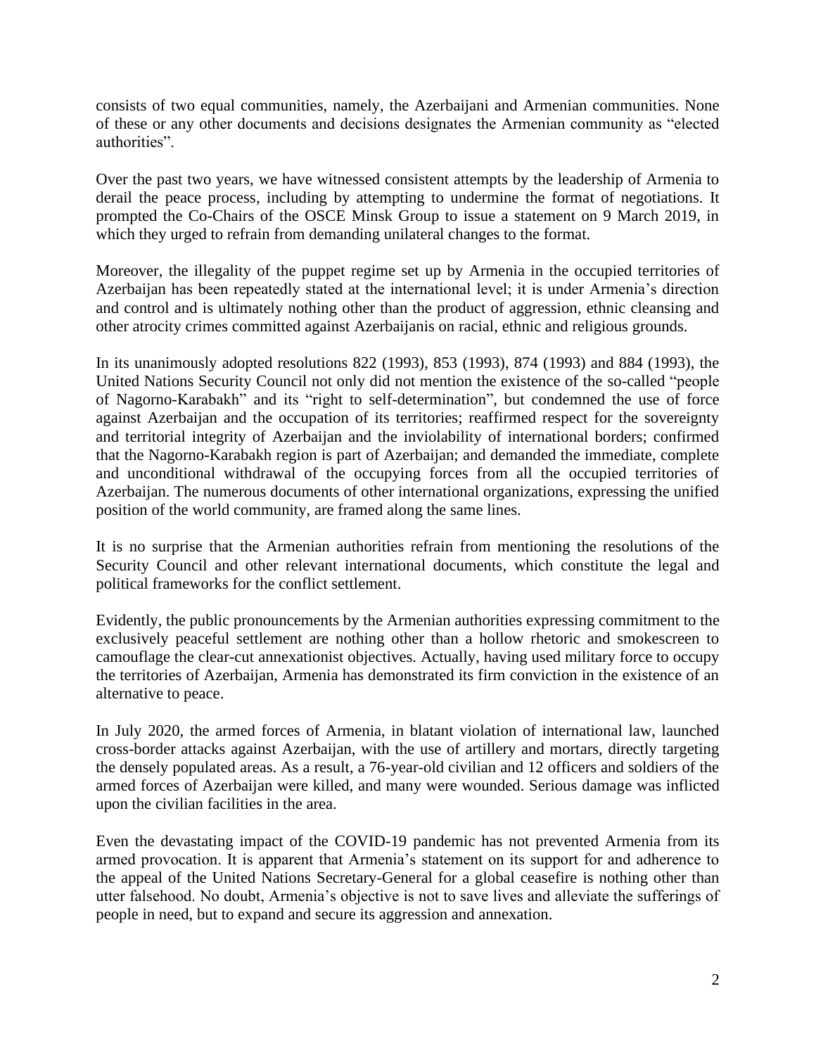consists of two equal communities, namely, the Azerbaijani and Armenian communities. None of these or any other documents and decisions designates the Armenian community as "elected authorities".

Over the past two years, we have witnessed consistent attempts by the leadership of Armenia to derail the peace process, including by attempting to undermine the format of negotiations. It prompted the Co-Chairs of the OSCE Minsk Group to issue a statement on 9 March 2019, in which they urged to refrain from demanding unilateral changes to the format.

Moreover, the illegality of the puppet regime set up by Armenia in the occupied territories of Azerbaijan has been repeatedly stated at the international level; it is under Armenia's direction and control and is ultimately nothing other than the product of aggression, ethnic cleansing and other atrocity crimes committed against Azerbaijanis on racial, ethnic and religious grounds.

In its unanimously adopted resolutions 822 (1993), 853 (1993), 874 (1993) and 884 (1993), the United Nations Security Council not only did not mention the existence of the so-called "people of Nagorno-Karabakh" and its "right to self-determination", but condemned the use of force against Azerbaijan and the occupation of its territories; reaffirmed respect for the sovereignty and territorial integrity of Azerbaijan and the inviolability of international borders; confirmed that the Nagorno-Karabakh region is part of Azerbaijan; and demanded the immediate, complete and unconditional withdrawal of the occupying forces from all the occupied territories of Azerbaijan. The numerous documents of other international organizations, expressing the unified position of the world community, are framed along the same lines.

It is no surprise that the Armenian authorities refrain from mentioning the resolutions of the Security Council and other relevant international documents, which constitute the legal and political frameworks for the conflict settlement.

Evidently, the public pronouncements by the Armenian authorities expressing commitment to the exclusively peaceful settlement are nothing other than a hollow rhetoric and smokescreen to camouflage the clear-cut annexationist objectives. Actually, having used military force to occupy the territories of Azerbaijan, Armenia has demonstrated its firm conviction in the existence of an alternative to peace.

In July 2020, the armed forces of Armenia, in blatant violation of international law, launched cross-border attacks against Azerbaijan, with the use of artillery and mortars, directly targeting the densely populated areas. As a result, a 76-year-old civilian and 12 officers and soldiers of the armed forces of Azerbaijan were killed, and many were wounded. Serious damage was inflicted upon the civilian facilities in the area.

Even the devastating impact of the COVID-19 pandemic has not prevented Armenia from its armed provocation. It is apparent that Armenia's statement on its support for and adherence to the appeal of the United Nations Secretary-General for a global ceasefire is nothing other than utter falsehood. No doubt, Armenia's objective is not to save lives and alleviate the sufferings of people in need, but to expand and secure its aggression and annexation.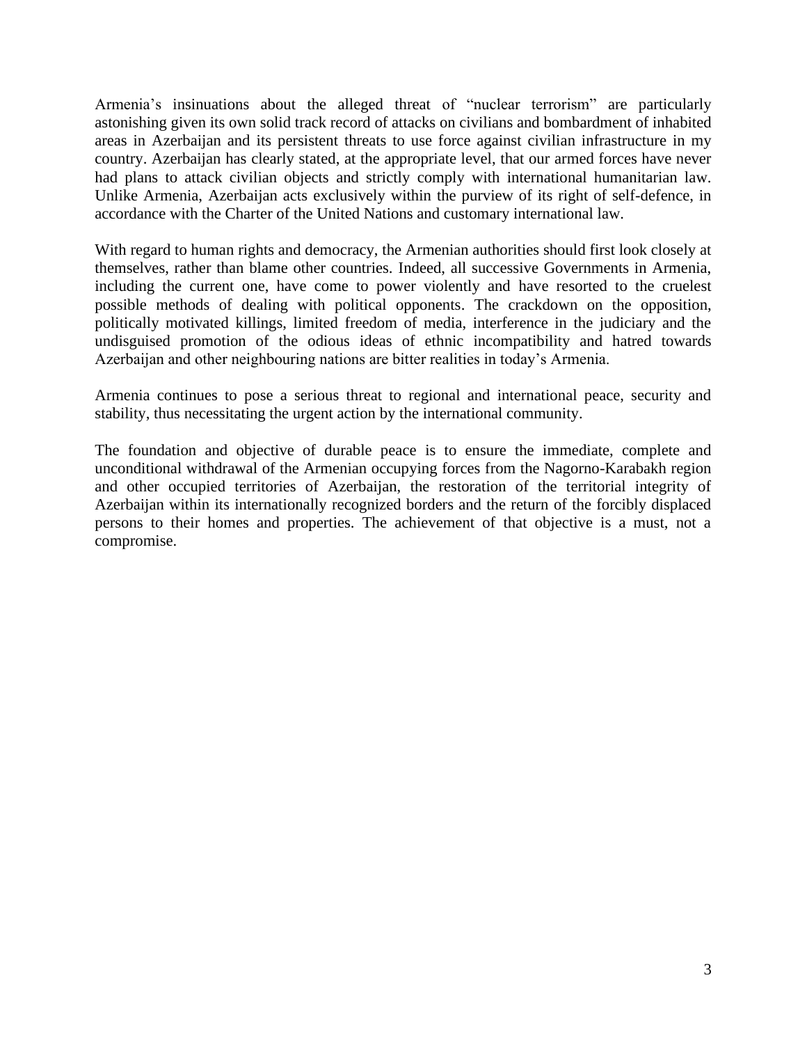Armenia's insinuations about the alleged threat of "nuclear terrorism" are particularly astonishing given its own solid track record of attacks on civilians and bombardment of inhabited areas in Azerbaijan and its persistent threats to use force against civilian infrastructure in my country. Azerbaijan has clearly stated, at the appropriate level, that our armed forces have never had plans to attack civilian objects and strictly comply with international humanitarian law. Unlike Armenia, Azerbaijan acts exclusively within the purview of its right of self-defence, in accordance with the Charter of the United Nations and customary international law.

With regard to human rights and democracy, the Armenian authorities should first look closely at themselves, rather than blame other countries. Indeed, all successive Governments in Armenia, including the current one, have come to power violently and have resorted to the cruelest possible methods of dealing with political opponents. The crackdown on the opposition, politically motivated killings, limited freedom of media, interference in the judiciary and the undisguised promotion of the odious ideas of ethnic incompatibility and hatred towards Azerbaijan and other neighbouring nations are bitter realities in today's Armenia.

Armenia continues to pose a serious threat to regional and international peace, security and stability, thus necessitating the urgent action by the international community.

The foundation and objective of durable peace is to ensure the immediate, complete and unconditional withdrawal of the Armenian occupying forces from the Nagorno-Karabakh region and other occupied territories of Azerbaijan, the restoration of the territorial integrity of Azerbaijan within its internationally recognized borders and the return of the forcibly displaced persons to their homes and properties. The achievement of that objective is a must, not a compromise.